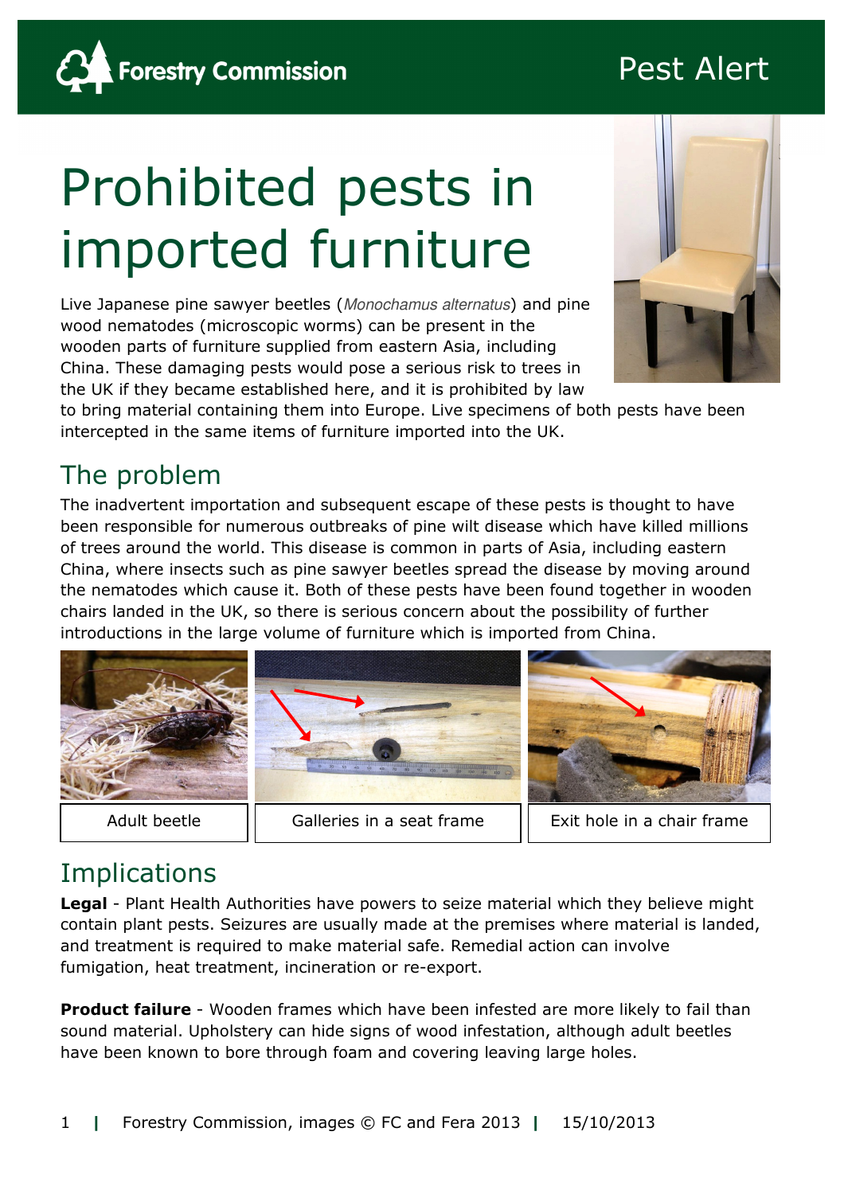Forestry Commission

Pest Alert

# Prohibited pests in imported furniture

Live Japanese pine sawyer beetles (*Monochamus alternatus*) and pine wood nematodes (microscopic worms) can be present in the wooden parts of furniture supplied from eastern Asia, including China. These damaging pests would pose a serious risk to trees in the UK if they became established here, and it is prohibited by law to bring material containing them into Europe. Live specimens of both pests have been intercepted in the same items of furniture imported into the UK.

## The problem

The inadvertent importation and subsequent escape of these pests is thought to have been responsible for numerous outbreaks of pine wilt disease which have killed millions of trees around the world. This disease is common in parts of Asia, including eastern China, where insects such as pine sawyer beetles spread the disease by moving around the nematodes which cause it. Both of these pests have been found together in wooden chairs landed in the UK, so there is serious concern about the possibility of further introductions in the large volume of furniture which is imported from China.

Adult beetle

Galleries in a seat frame

Exit hole in a chair frame

## Implications

**Legal** - Plant Health Authorities have powers to seize material which they believe might contain plant pests. Seizures are usually made at the premises where material is landed, and treatment is required to make material safe. Remedial action can involve fumigation, heat treatment, incineration or re-export.

**Product failure** - Wooden frames which have been infested are more likely to fail than sound material. Upholstery can hide signs of wood infestation, although adult beetles have been known to bore through foam and covering leaving large holes.

Forestry Commission, images © FC and Fera 2013 | 15/10/2013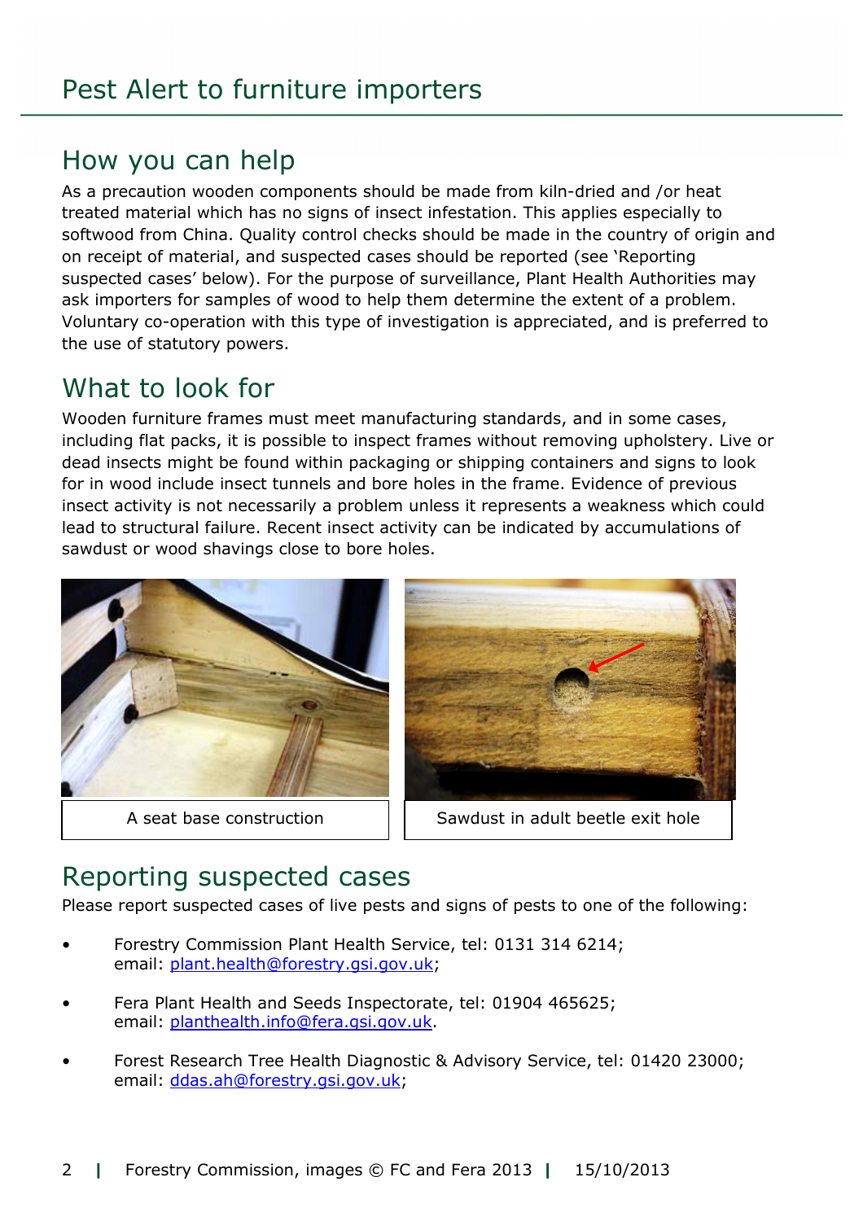# Pest Alert to furniture importers

## How you can help

As a precaution wooden components should be made from kiln-dried and /or heat treated material which has no signs of insect infestation. This applies especially to softwood from China. Quality control checks should be made in the country of origin and on receipt of material, and suspected cases should be reported (see 'Reporting suspected cases' below). For the purpose of surveillance, Plant Health Authorities may ask importers for samples of wood to help them determine the extent of a problem. Voluntary co-operation with this type of investigation is appreciated, and is preferred to the use of statutory powers.

## What to look for

Wooden furniture frames must meet manufacturing standards, and in some cases, including flat packs, it is possible to inspect frames without removing upholstery. Live or dead insects might be found within packaging or shipping containers and signs to look for in wood include insect tunnels and bore holes in the frame. Evidence of previous insect activity is not necessarily a problem unless it represents a weakness which could lead to structural failure. Recent insect activity can be indicated by accumulations of sawdust or wood shavings close to bore holes.

A seat base construction

Sawdust in adult beetle exit hole

## Reporting suspected cases

Please report suspected cases of live pests and signs of pests to one of the following:

- Forestry Commission Plant Health Service, tel: 0131 314 6214; email: plant.health@forestry.gsi.gov.uk;
- Fera Plant Health and Seeds Inspectorate, tel: 01904 465625; email: planthealth.info@fera.gsi.gov.uk.
- Forest Research Tree Health Diagnostic & Advisory Service, tel: 01420 23000; email: ddas.ah@forestry.gsi.gov.uk;

Forestry Commission, images © FC and Fera 2013 | 15/10/2013